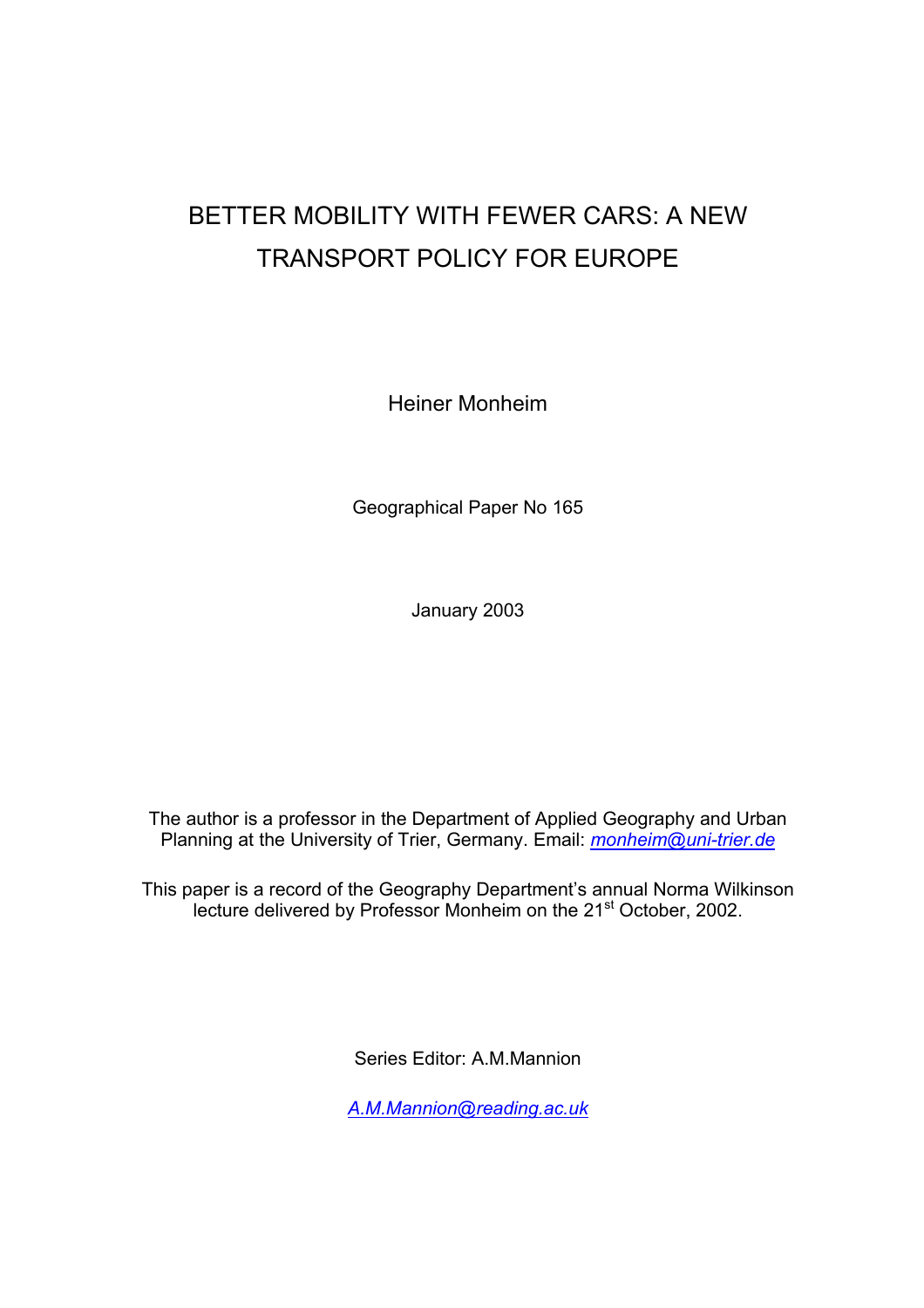# BETTER MOBILITY WITH FEWER CARS: A NEW TRANSPORT POLICY FOR EUROPE

Heiner Monheim

Geographical Paper No 165

January 2003

The author is a professor in the Department of Applied Geography and Urban Planning at the University of Trier, Germany. Email: *monheim@uni-trier.de*

This paper is a record of the Geography Department's annual Norma Wilkinson lecture delivered by Professor Monheim on the 21st October, 2002.

Series Editor: A.M.Mannion

*A.M.Mannion@reading.ac.uk*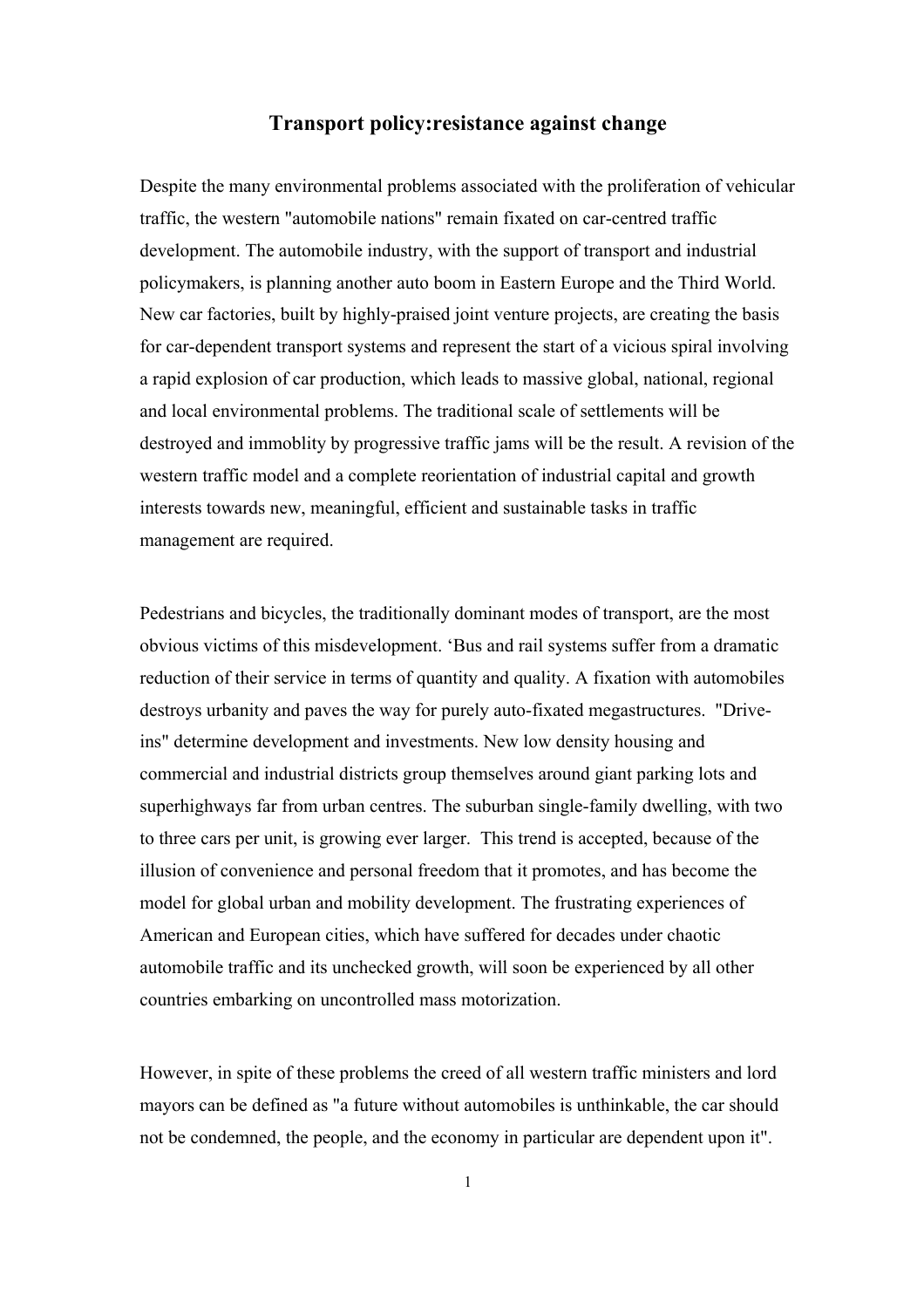# Transport policy:resistance against change

Despite the many environmental problems associated with the proliferation of vehicular traffic, the western "automobile nations" remain fixated on car-centred traffic development. The automobile industry, with the support of transport and industrial policymakers, is planning another auto boom in Eastern Europe and the Third World. New car factories, built by highly-praised joint venture projects, are creating the basis for car-dependent transport systems and represent the start of a vicious spiral involving a rapid explosion of car production, which leads to massive global, national, regional and local environmental problems. The traditional scale of settlements will be destroyed and immoblity by progressive traffic jams will be the result. A revision of the western traffic model and a complete reorientation of industrial capital and growth interests towards new, meaningful, efficient and sustainable tasks in traffic management are required.

Pedestrians and bicycles, the traditionally dominant modes of transport, are the most obvious victims of this misdevelopment. 'Bus and rail systems suffer from a dramatic reduction of their service in terms of quantity and quality. A fixation with automobiles destroys urbanity and paves the way for purely auto-fixated megastructures. "Drive-ins" determine development and investments. New low density housing and commercial and industrial districts group themselves around giant parking lots and superhighways far from urban centres. The suburban single-family dwelling, with two to three cars per unit, is growing ever larger. This trend is accepted, because of the illusion of convenience and personal freedom that it promotes, and has become the model for global urban and mobility development. The frustrating experiences of American and European cities, which have suffered for decades under chaotic automobile traffic and its unchecked growth, will soon be experienced by all other countries embarking on uncontrolled mass motorization.

However, in spite of these problems the creed of all western traffic ministers and lord mayors can be defined as "a future without automobiles is unthinkable, the car should not be condemned, the people, and the economy in particular are dependent upon it".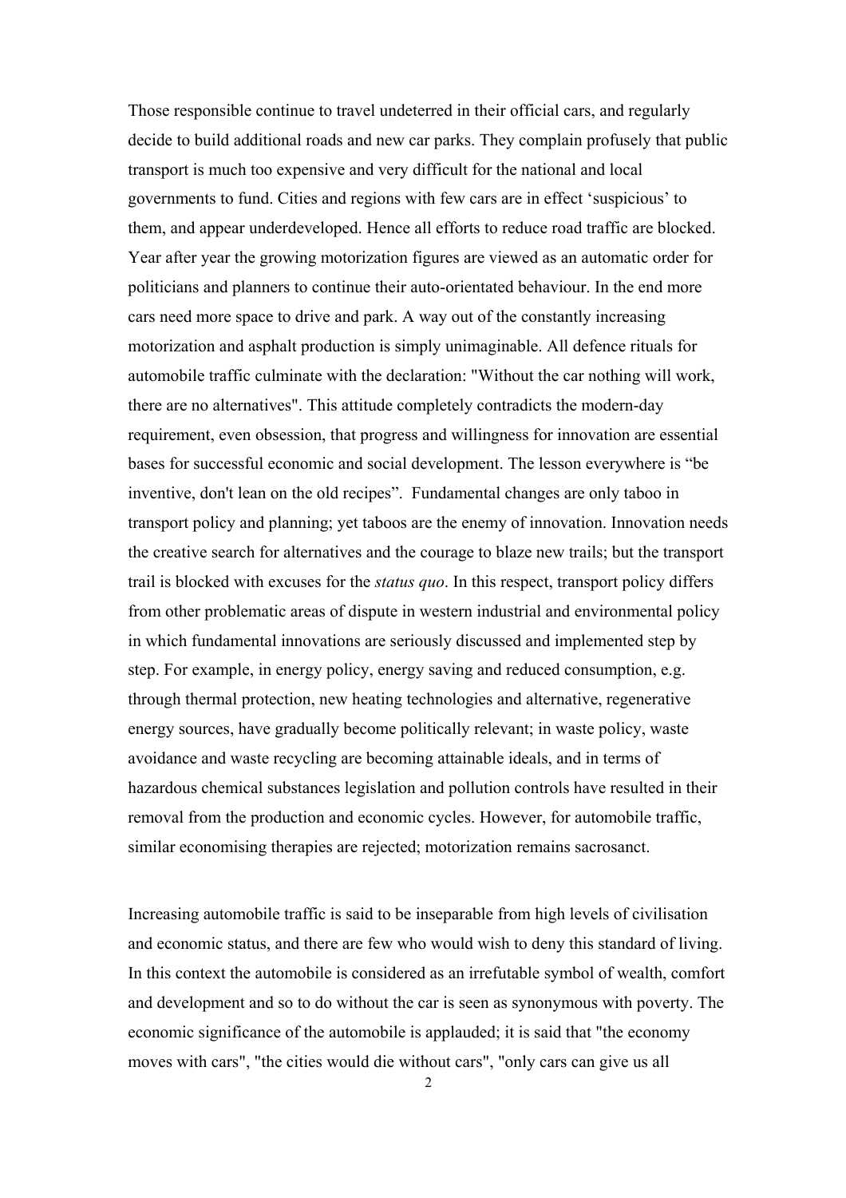Those responsible continue to travel undeterred in their official cars, and regularly decide to build additional roads and new car parks. They complain profusely that public transport is much too expensive and very difficult for the national and local governments to fund. Cities and regions with few cars are in effect ‘suspicious’ to them, and appear underdeveloped. Hence all efforts to reduce road traffic are blocked. Year after year the growing motorization figures are viewed as an automatic order for politicians and planners to continue their auto-orientated behaviour. In the end more cars need more space to drive and park. A way out of the constantly increasing motorization and asphalt production is simply unimaginable. All defence rituals for automobile traffic culminate with the declaration: "Without the car nothing will work, there are no alternatives". This attitude completely contradicts the modern-day requirement, even obsession, that progress and willingness for innovation are essential bases for successful economic and social development. The lesson everywhere is “be inventive, don't lean on the old recipes”. Fundamental changes are only taboo in transport policy and planning; yet taboos are the enemy of innovation. Innovation needs the creative search for alternatives and the courage to blaze new trails; but the transport trail is blocked with excuses for the *status quo*. In this respect, transport policy differs from other problematic areas of dispute in western industrial and environmental policy in which fundamental innovations are seriously discussed and implemented step by step. For example, in energy policy, energy saving and reduced consumption, e.g. through thermal protection, new heating technologies and alternative, regenerative energy sources, have gradually become politically relevant; in waste policy, waste avoidance and waste recycling are becoming attainable ideals, and in terms of hazardous chemical substances legislation and pollution controls have resulted in their removal from the production and economic cycles. However, for automobile traffic, similar economising therapies are rejected; motorization remains sacrosanct.

Increasing automobile traffic is said to be inseparable from high levels of civilisation and economic status, and there are few who would wish to deny this standard of living. In this context the automobile is considered as an irrefutable symbol of wealth, comfort and development and so to do without the car is seen as synonymous with poverty. The economic significance of the automobile is applauded; it is said that "the economy moves with cars", "the cities would die without cars", "only cars can give us all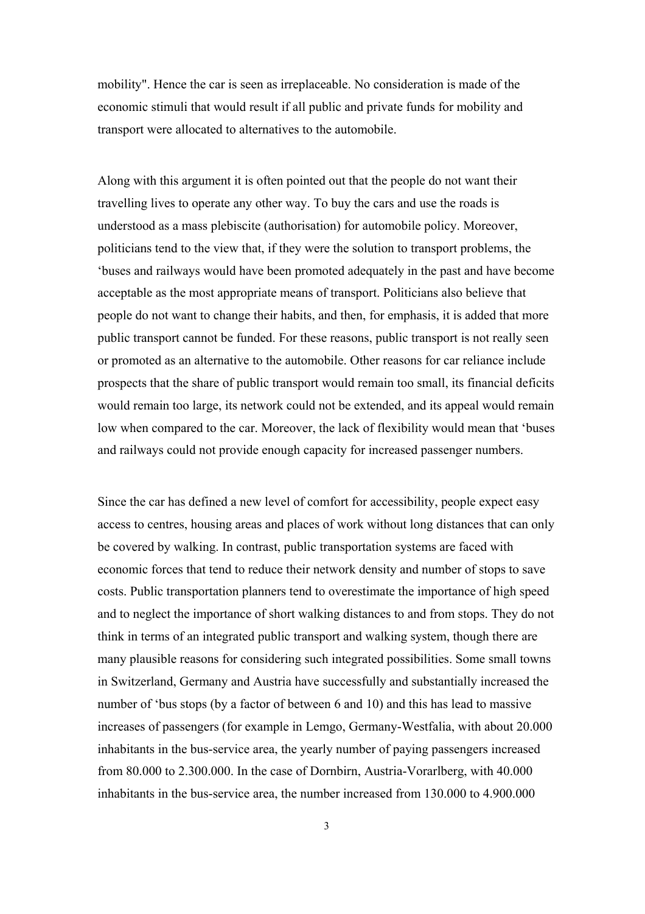mobility". Hence the car is seen as irreplaceable. No consideration is made of the economic stimuli that would result if all public and private funds for mobility and transport were allocated to alternatives to the automobile.

Along with this argument it is often pointed out that the people do not want their travelling lives to operate any other way. To buy the cars and use the roads is understood as a mass plebiscite (authorisation) for automobile policy. Moreover, politicians tend to the view that, if they were the solution to transport problems, the 'buses and railways would have been promoted adequately in the past and have become acceptable as the most appropriate means of transport. Politicians also believe that people do not want to change their habits, and then, for emphasis, it is added that more public transport cannot be funded. For these reasons, public transport is not really seen or promoted as an alternative to the automobile. Other reasons for car reliance include prospects that the share of public transport would remain too small, its financial deficits would remain too large, its network could not be extended, and its appeal would remain low when compared to the car. Moreover, the lack of flexibility would mean that 'buses and railways could not provide enough capacity for increased passenger numbers.

Since the car has defined a new level of comfort for accessibility, people expect easy access to centres, housing areas and places of work without long distances that can only be covered by walking. In contrast, public transportation systems are faced with economic forces that tend to reduce their network density and number of stops to save costs. Public transportation planners tend to overestimate the importance of high speed and to neglect the importance of short walking distances to and from stops. They do not think in terms of an integrated public transport and walking system, though there are many plausible reasons for considering such integrated possibilities. Some small towns in Switzerland, Germany and Austria have successfully and substantially increased the number of 'bus stops (by a factor of between 6 and 10) and this has lead to massive increases of passengers (for example in Lemgo, Germany-Westfalia, with about 20.000 inhabitants in the bus-service area, the yearly number of paying passengers increased from 80.000 to 2.300.000. In the case of Dornbirn, Austria-Vorarlberg, with 40.000 inhabitants in the bus-service area, the number increased from 130.000 to 4.900.000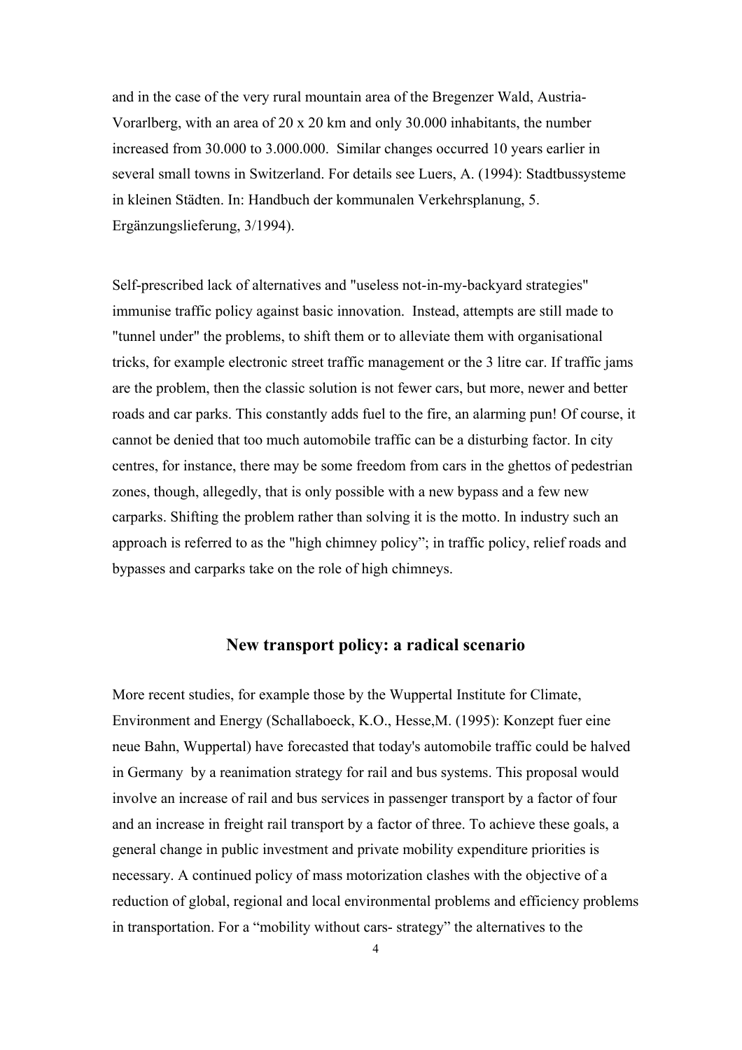and in the case of the very rural mountain area of the Bregenzer Wald, Austria-Vorarlberg, with an area of 20 x 20 km and only 30.000 inhabitants, the number increased from 30.000 to 3.000.000. Similar changes occurred 10 years earlier in several small towns in Switzerland. For details see Luers, A. (1994): Stadtbussysteme in kleinen Städten. In: Handbuch der kommunalen Verkehrsplanung, 5. Ergänzungslieferung, 3/1994).

Self-prescribed lack of alternatives and "useless not-in-my-backyard strategies" immunise traffic policy against basic innovation. Instead, attempts are still made to "tunnel under" the problems, to shift them or to alleviate them with organisational tricks, for example electronic street traffic management or the 3 litre car. If traffic jams are the problem, then the classic solution is not fewer cars, but more, newer and better roads and car parks. This constantly adds fuel to the fire, an alarming pun! Of course, it cannot be denied that too much automobile traffic can be a disturbing factor. In city centres, for instance, there may be some freedom from cars in the ghettos of pedestrian zones, though, allegedly, that is only possible with a new bypass and a few new carparks. Shifting the problem rather than solving it is the motto. In industry such an approach is referred to as the "high chimney policy"; in traffic policy, relief roads and bypasses and carparks take on the role of high chimneys.

## New transport policy: a radical scenario

More recent studies, for example those by the Wuppertal Institute for Climate, Environment and Energy (Schallaboeck, K.O., Hesse,M. (1995): Konzept fuer eine neue Bahn, Wuppertal) have forecasted that today's automobile traffic could be halved in Germany by a reanimation strategy for rail and bus systems. This proposal would involve an increase of rail and bus services in passenger transport by a factor of four and an increase in freight rail transport by a factor of three. To achieve these goals, a general change in public investment and private mobility expenditure priorities is necessary. A continued policy of mass motorization clashes with the objective of a reduction of global, regional and local environmental problems and efficiency problems in transportation. For a "mobility without cars- strategy" the alternatives to the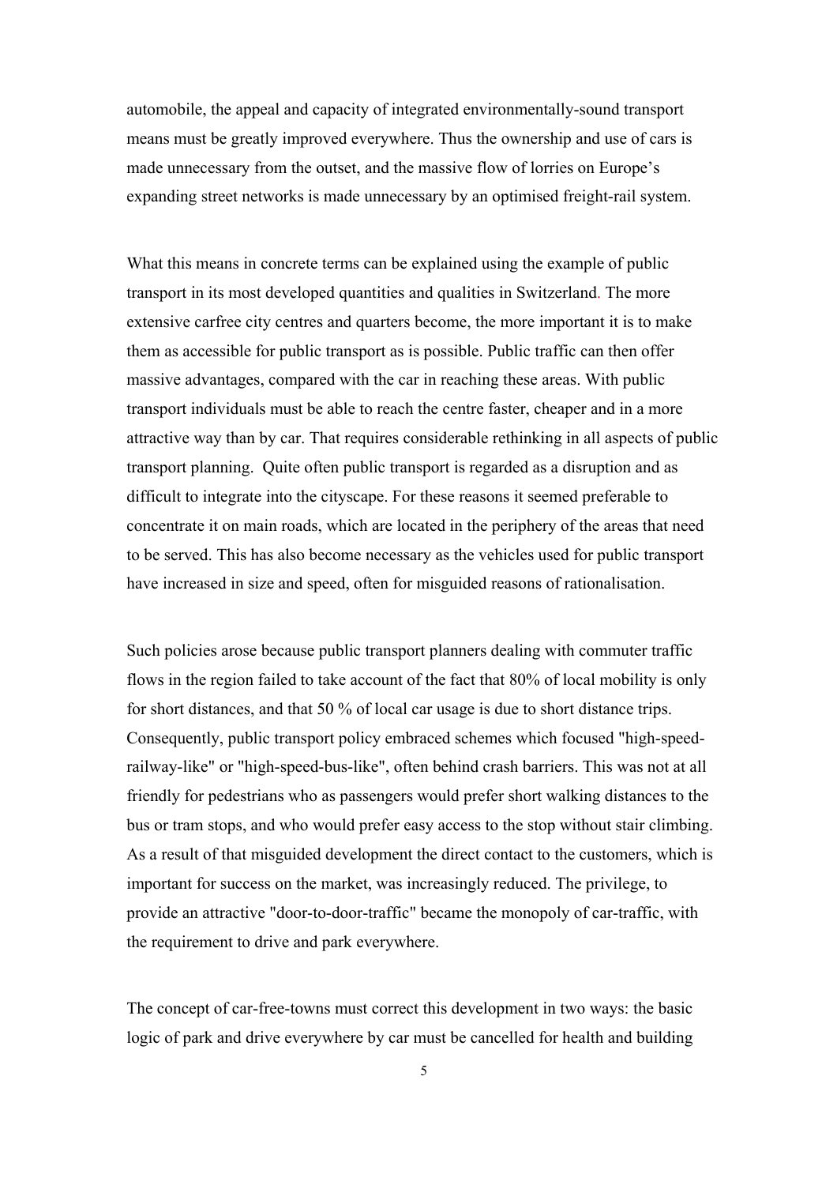automobile, the appeal and capacity of integrated environmentally-sound transport means must be greatly improved everywhere. Thus the ownership and use of cars is made unnecessary from the outset, and the massive flow of lorries on Europe's expanding street networks is made unnecessary by an optimised freight-rail system.

What this means in concrete terms can be explained using the example of public transport in its most developed quantities and qualities in Switzerland. The more extensive carfree city centres and quarters become, the more important it is to make them as accessible for public transport as is possible. Public traffic can then offer massive advantages, compared with the car in reaching these areas. With public transport individuals must be able to reach the centre faster, cheaper and in a more attractive way than by car. That requires considerable rethinking in all aspects of public transport planning. Quite often public transport is regarded as a disruption and as difficult to integrate into the cityscape. For these reasons it seemed preferable to concentrate it on main roads, which are located in the periphery of the areas that need to be served. This has also become necessary as the vehicles used for public transport have increased in size and speed, often for misguided reasons of rationalisation.

Such policies arose because public transport planners dealing with commuter traffic flows in the region failed to take account of the fact that 80% of local mobility is only for short distances, and that 50 % of local car usage is due to short distance trips. Consequently, public transport policy embraced schemes which focused "high-speed-railway-like" or "high-speed-bus-like", often behind crash barriers. This was not at all friendly for pedestrians who as passengers would prefer short walking distances to the bus or tram stops, and who would prefer easy access to the stop without stair climbing. As a result of that misguided development the direct contact to the customers, which is important for success on the market, was increasingly reduced. The privilege, to provide an attractive "door-to-door-traffic" became the monopoly of car-traffic, with the requirement to drive and park everywhere.

The concept of car-free-towns must correct this development in two ways: the basic logic of park and drive everywhere by car must be cancelled for health and building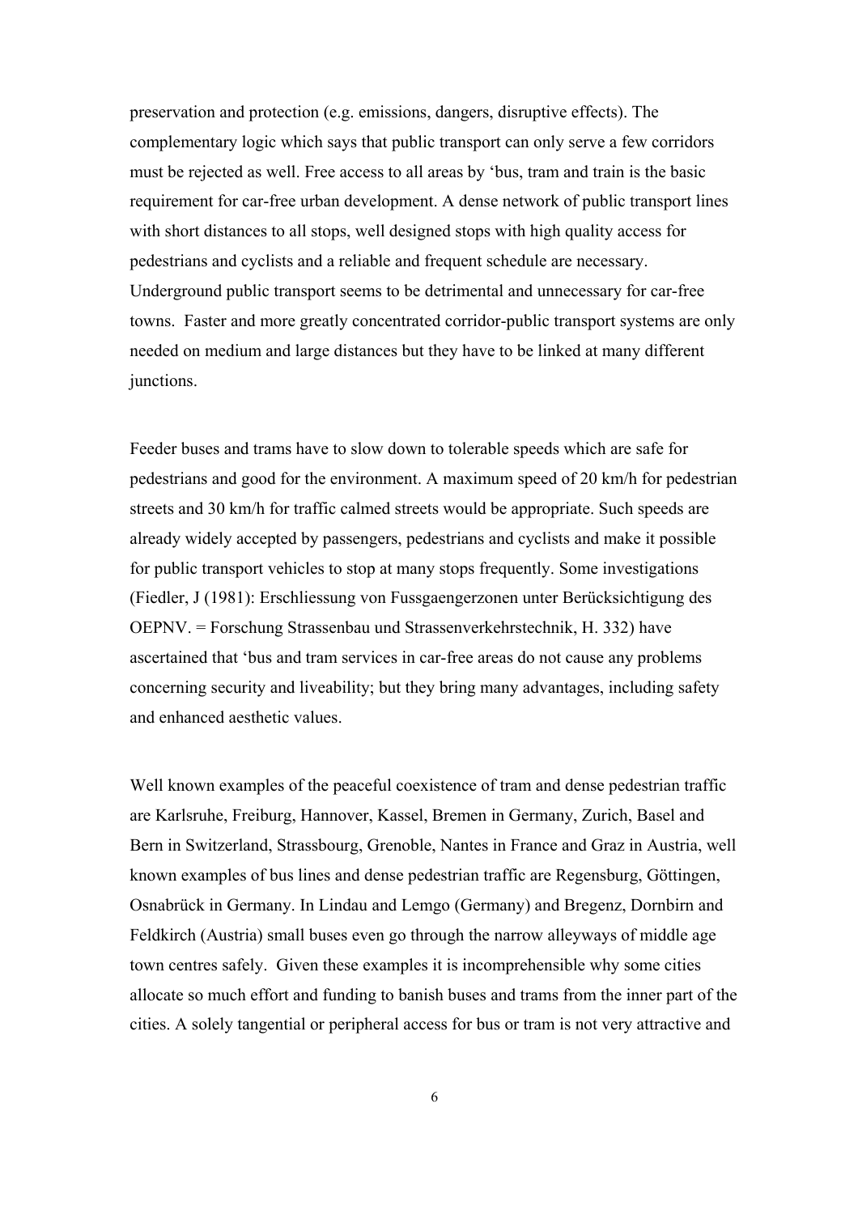preservation and protection (e.g. emissions, dangers, disruptive effects). The complementary logic which says that public transport can only serve a few corridors must be rejected as well. Free access to all areas by 'bus, tram and train is the basic requirement for car-free urban development. A dense network of public transport lines with short distances to all stops, well designed stops with high quality access for pedestrians and cyclists and a reliable and frequent schedule are necessary. Underground public transport seems to be detrimental and unnecessary for car-free towns. Faster and more greatly concentrated corridor-public transport systems are only needed on medium and large distances but they have to be linked at many different junctions.

Feeder buses and trams have to slow down to tolerable speeds which are safe for pedestrians and good for the environment. A maximum speed of 20 km/h for pedestrian streets and 30 km/h for traffic calmed streets would be appropriate. Such speeds are already widely accepted by passengers, pedestrians and cyclists and make it possible for public transport vehicles to stop at many stops frequently. Some investigations (Fiedler, J (1981): Erschliessung von Fussgaengerzonen unter Berücksichtigung des OEPNV. = Forschung Strassenbau und Strassenverkehrstechnik, H. 332) have ascertained that 'bus and tram services in car-free areas do not cause any problems concerning security and liveability; but they bring many advantages, including safety and enhanced aesthetic values.

Well known examples of the peaceful coexistence of tram and dense pedestrian traffic are Karlsruhe, Freiburg, Hannover, Kassel, Bremen in Germany, Zurich, Basel and Bern in Switzerland, Strassbourg, Grenoble, Nantes in France and Graz in Austria, well known examples of bus lines and dense pedestrian traffic are Regensburg, Göttingen, Osnabrück in Germany. In Lindau and Lemgo (Germany) and Bregenz, Dornbirn and Feldkirch (Austria) small buses even go through the narrow alleyways of middle age town centres safely. Given these examples it is incomprehensible why some cities allocate so much effort and funding to banish buses and trams from the inner part of the cities. A solely tangential or peripheral access for bus or tram is not very attractive and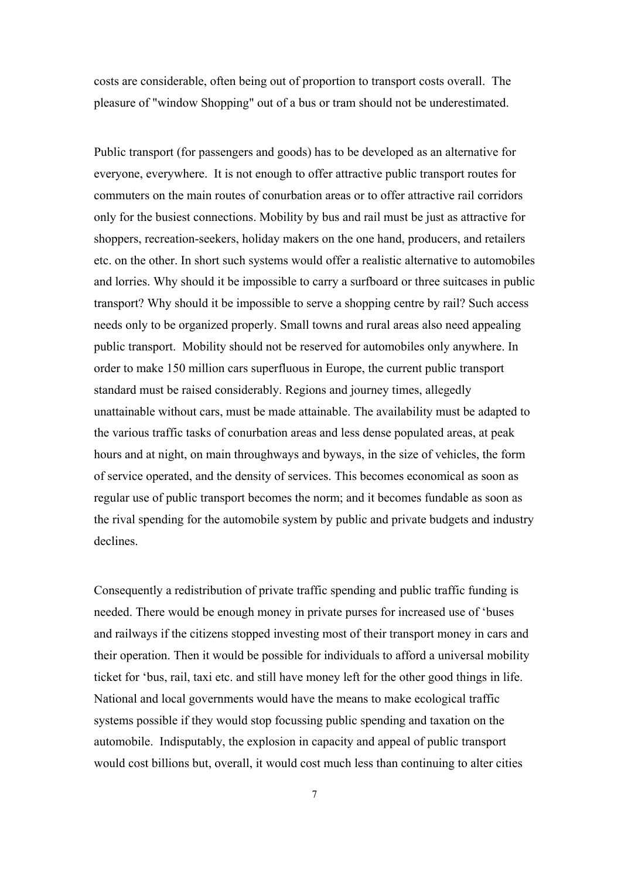costs are considerable, often being out of proportion to transport costs overall. The pleasure of "window Shopping" out of a bus or tram should not be underestimated.

Public transport (for passengers and goods) has to be developed as an alternative for everyone, everywhere. It is not enough to offer attractive public transport routes for commuters on the main routes of conurbation areas or to offer attractive rail corridors only for the busiest connections. Mobility by bus and rail must be just as attractive for shoppers, recreation-seekers, holiday makers on the one hand, producers, and retailers etc. on the other. In short such systems would offer a realistic alternative to automobiles and lorries. Why should it be impossible to carry a surfboard or three suitcases in public transport? Why should it be impossible to serve a shopping centre by rail? Such access needs only to be organized properly. Small towns and rural areas also need appealing public transport. Mobility should not be reserved for automobiles only anywhere. In order to make 150 million cars superfluous in Europe, the current public transport standard must be raised considerably. Regions and journey times, allegedly unattainable without cars, must be made attainable. The availability must be adapted to the various traffic tasks of conurbation areas and less dense populated areas, at peak hours and at night, on main throughways and byways, in the size of vehicles, the form of service operated, and the density of services. This becomes economical as soon as regular use of public transport becomes the norm; and it becomes fundable as soon as the rival spending for the automobile system by public and private budgets and industry declines.

Consequently a redistribution of private traffic spending and public traffic funding is needed. There would be enough money in private purses for increased use of 'buses and railways if the citizens stopped investing most of their transport money in cars and their operation. Then it would be possible for individuals to afford a universal mobility ticket for 'bus, rail, taxi etc. and still have money left for the other good things in life. National and local governments would have the means to make ecological traffic systems possible if they would stop focussing public spending and taxation on the automobile. Indisputably, the explosion in capacity and appeal of public transport would cost billions but, overall, it would cost much less than continuing to alter cities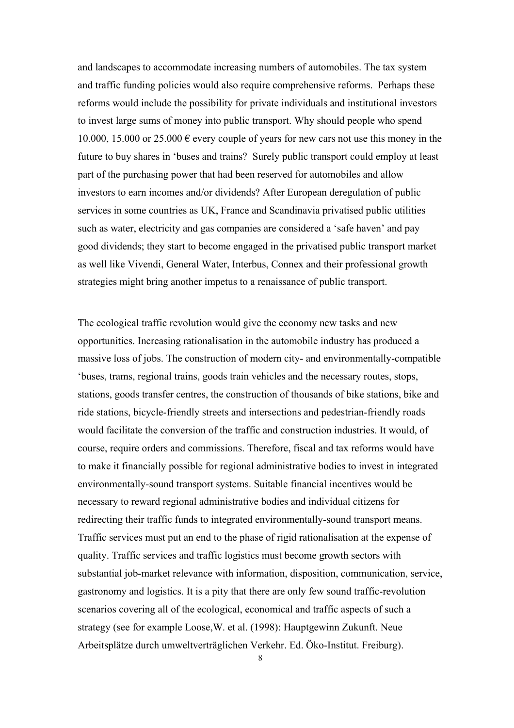and landscapes to accommodate increasing numbers of automobiles. The tax system and traffic funding policies would also require comprehensive reforms. Perhaps these reforms would include the possibility for private individuals and institutional investors to invest large sums of money into public transport. Why should people who spend 10.000, 15.000 or 25.000 € every couple of years for new cars not use this money in the future to buy shares in 'buses and trains? Surely public transport could employ at least part of the purchasing power that had been reserved for automobiles and allow investors to earn incomes and/or dividends? After European deregulation of public services in some countries as UK, France and Scandinavia privatised public utilities such as water, electricity and gas companies are considered a 'safe haven' and pay good dividends; they start to become engaged in the privatised public transport market as well like Vivendi, General Water, Interbus, Connex and their professional growth strategies might bring another impetus to a renaissance of public transport.

The ecological traffic revolution would give the economy new tasks and new opportunities. Increasing rationalisation in the automobile industry has produced a massive loss of jobs. The construction of modern city- and environmentally-compatible 'buses, trams, regional trains, goods train vehicles and the necessary routes, stops, stations, goods transfer centres, the construction of thousands of bike stations, bike and ride stations, bicycle-friendly streets and intersections and pedestrian-friendly roads would facilitate the conversion of the traffic and construction industries. It would, of course, require orders and commissions. Therefore, fiscal and tax reforms would have to make it financially possible for regional administrative bodies to invest in integrated environmentally-sound transport systems. Suitable financial incentives would be necessary to reward regional administrative bodies and individual citizens for redirecting their traffic funds to integrated environmentally-sound transport means. Traffic services must put an end to the phase of rigid rationalisation at the expense of quality. Traffic services and traffic logistics must become growth sectors with substantial job-market relevance with information, disposition, communication, service, gastronomy and logistics. It is a pity that there are only few sound traffic-revolution scenarios covering all of the ecological, economical and traffic aspects of such a strategy (see for example Loose,W. et al. (1998): Hauptgewinn Zukunft. Neue Arbeitsplätze durch umweltverträglichen Verkehr. Ed. Öko-Institut. Freiburg).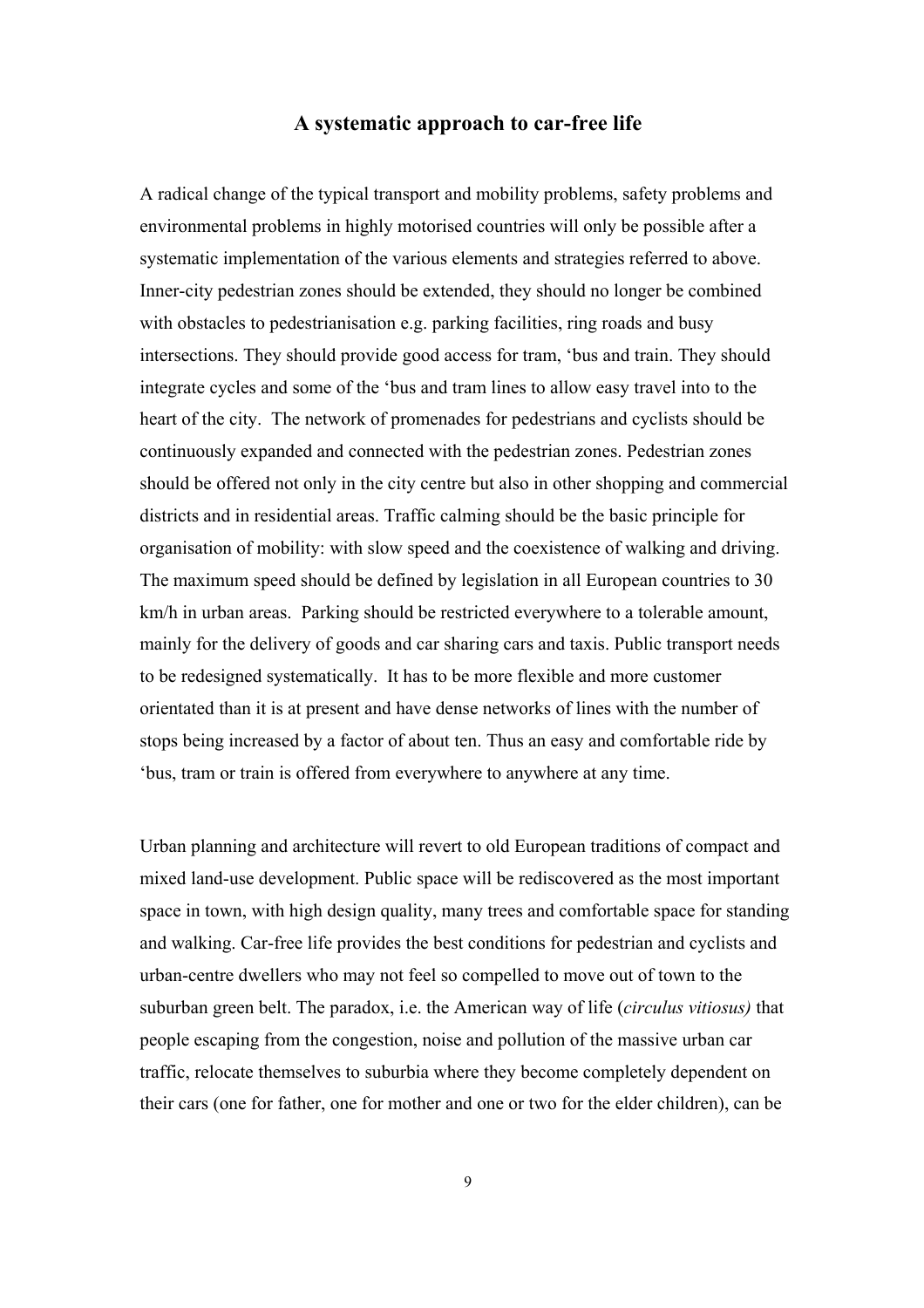## A systematic approach to car-free life

A radical change of the typical transport and mobility problems, safety problems and environmental problems in highly motorised countries will only be possible after a systematic implementation of the various elements and strategies referred to above. Inner-city pedestrian zones should be extended, they should no longer be combined with obstacles to pedestrianisation e.g. parking facilities, ring roads and busy intersections. They should provide good access for tram, 'bus and train. They should integrate cycles and some of the 'bus and tram lines to allow easy travel into to the heart of the city. The network of promenades for pedestrians and cyclists should be continuously expanded and connected with the pedestrian zones. Pedestrian zones should be offered not only in the city centre but also in other shopping and commercial districts and in residential areas. Traffic calming should be the basic principle for organisation of mobility: with slow speed and the coexistence of walking and driving. The maximum speed should be defined by legislation in all European countries to 30 km/h in urban areas. Parking should be restricted everywhere to a tolerable amount, mainly for the delivery of goods and car sharing cars and taxis. Public transport needs to be redesigned systematically. It has to be more flexible and more customer orientated than it is at present and have dense networks of lines with the number of stops being increased by a factor of about ten. Thus an easy and comfortable ride by 'bus, tram or train is offered from everywhere to anywhere at any time.

Urban planning and architecture will revert to old European traditions of compact and mixed land-use development. Public space will be rediscovered as the most important space in town, with high design quality, many trees and comfortable space for standing and walking. Car-free life provides the best conditions for pedestrian and cyclists and urban-centre dwellers who may not feel so compelled to move out of town to the suburban green belt. The paradox, i.e. the American way of life (*circulus vitiosus)* that people escaping from the congestion, noise and pollution of the massive urban car traffic, relocate themselves to suburbia where they become completely dependent on their cars (one for father, one for mother and one or two for the elder children), can be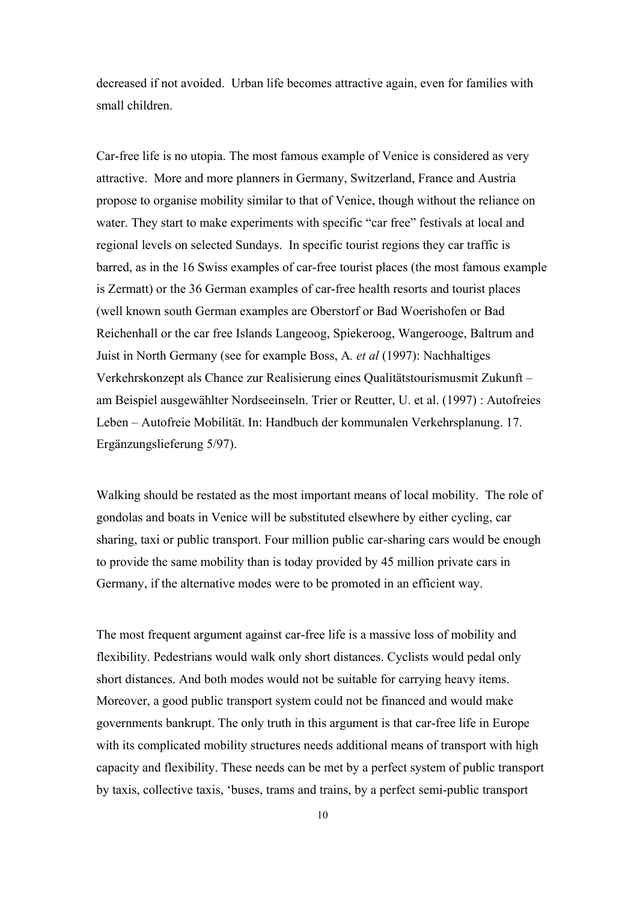decreased if not avoided.  Urban life becomes attractive again, even for families with small children.

Car-free life is no utopia. The most famous example of Venice is considered as very attractive.  More and more planners in Germany, Switzerland, France and Austria propose to organise mobility similar to that of Venice, though without the reliance on water. They start to make experiments with specific “car free” festivals at local and regional levels on selected Sundays.  In specific tourist regions they car traffic is barred, as in the 16 Swiss examples of car-free tourist places (the most famous example is Zermatt) or the 36 German examples of car-free health resorts and tourist places (well known south German examples are Oberstorf or Bad Woerishofen or Bad Reichenhall or the car free Islands Langeoog, Spiekeroog, Wangerooge, Baltrum and Juist in North Germany (see for example Boss, A*. et al* (1997): Nachhaltiges Verkehrskonzept als Chance zur Realisierung eines Qualitätstourismusmit Zukunft – am Beispiel ausgewählter Nordseeinseln. Trier or Reutter, U. et al. (1997) : Autofreies Leben – Autofreie Mobilität. In: Handbuch der kommunalen Verkehrsplanung. 17. Ergänzungslieferung 5/97).

Walking should be restated as the most important means of local mobility.  The role of gondolas and boats in Venice will be substituted elsewhere by either cycling, car sharing, taxi or public transport. Four million public car-sharing cars would be enough to provide the same mobility than is today provided by 45 million private cars in Germany, if the alternative modes were to be promoted in an efficient way.

The most frequent argument against car-free life is a massive loss of mobility and flexibility. Pedestrians would walk only short distances. Cyclists would pedal only short distances. And both modes would not be suitable for carrying heavy items. Moreover, a good public transport system could not be financed and would make governments bankrupt. The only truth in this argument is that car-free life in Europe with its complicated mobility structures needs additional means of transport with high capacity and flexibility. These needs can be met by a perfect system of public transport by taxis, collective taxis, ‘buses, trams and trains, by a perfect semi-public transport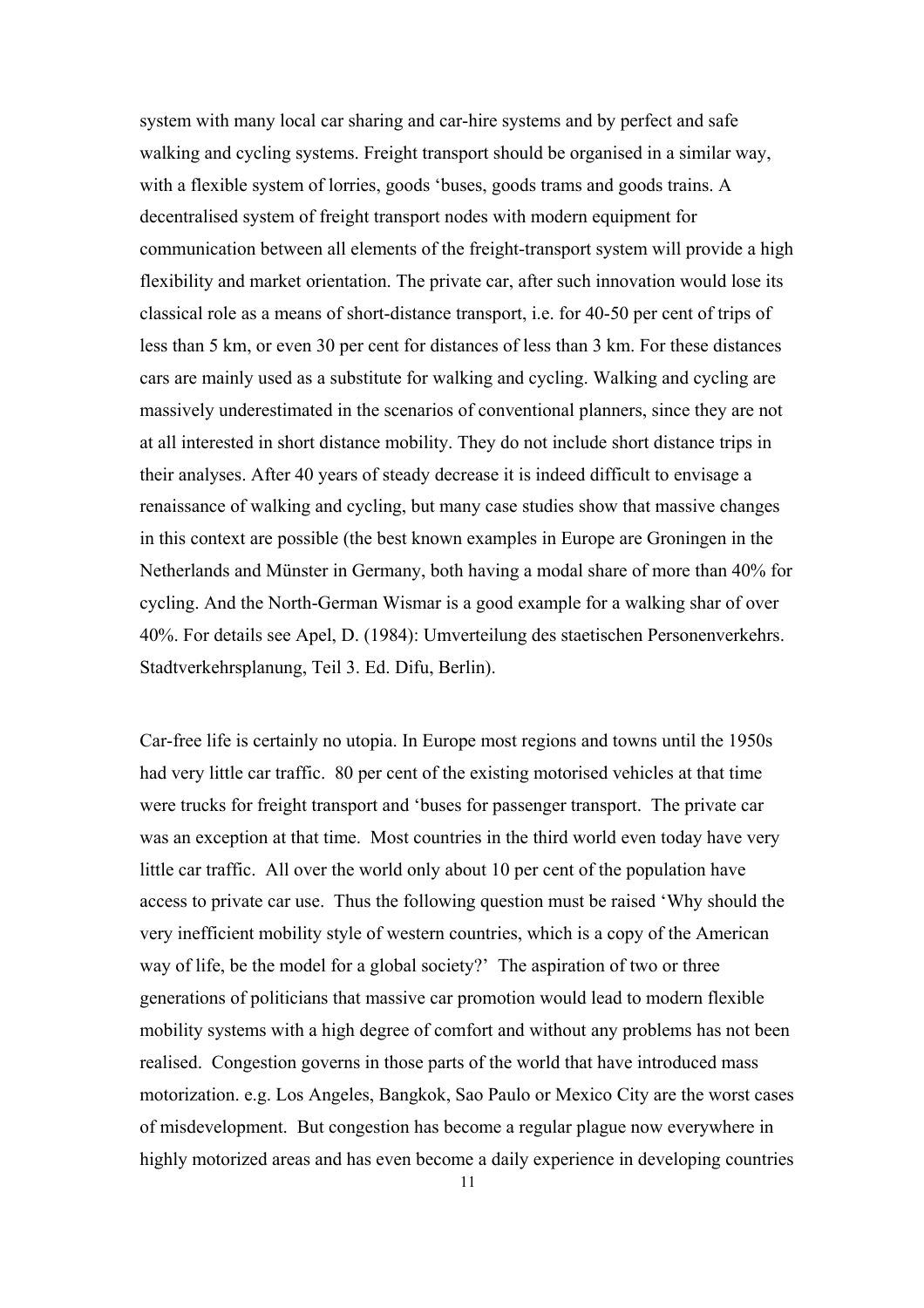system with many local car sharing and car-hire systems and by perfect and safe walking and cycling systems. Freight transport should be organised in a similar way, with a flexible system of lorries, goods 'buses, goods trams and goods trains. A decentralised system of freight transport nodes with modern equipment for communication between all elements of the freight-transport system will provide a high flexibility and market orientation. The private car, after such innovation would lose its classical role as a means of short-distance transport, i.e. for 40-50 per cent of trips of less than 5 km, or even 30 per cent for distances of less than 3 km. For these distances cars are mainly used as a substitute for walking and cycling. Walking and cycling are massively underestimated in the scenarios of conventional planners, since they are not at all interested in short distance mobility. They do not include short distance trips in their analyses. After 40 years of steady decrease it is indeed difficult to envisage a renaissance of walking and cycling, but many case studies show that massive changes in this context are possible (the best known examples in Europe are Groningen in the Netherlands and Münster in Germany, both having a modal share of more than 40% for cycling. And the North-German Wismar is a good example for a walking shar of over 40%. For details see Apel, D. (1984): Umverteilung des staetischen Personenverkehrs. Stadtverkehrsplanung, Teil 3. Ed. Difu, Berlin).

Car-free life is certainly no utopia. In Europe most regions and towns until the 1950s had very little car traffic. 80 per cent of the existing motorised vehicles at that time were trucks for freight transport and 'buses for passenger transport. The private car was an exception at that time. Most countries in the third world even today have very little car traffic. All over the world only about 10 per cent of the population have access to private car use. Thus the following question must be raised 'Why should the very inefficient mobility style of western countries, which is a copy of the American way of life, be the model for a global society?' The aspiration of two or three generations of politicians that massive car promotion would lead to modern flexible mobility systems with a high degree of comfort and without any problems has not been realised. Congestion governs in those parts of the world that have introduced mass motorization. e.g. Los Angeles, Bangkok, Sao Paulo or Mexico City are the worst cases of misdevelopment. But congestion has become a regular plague now everywhere in highly motorized areas and has even become a daily experience in developing countries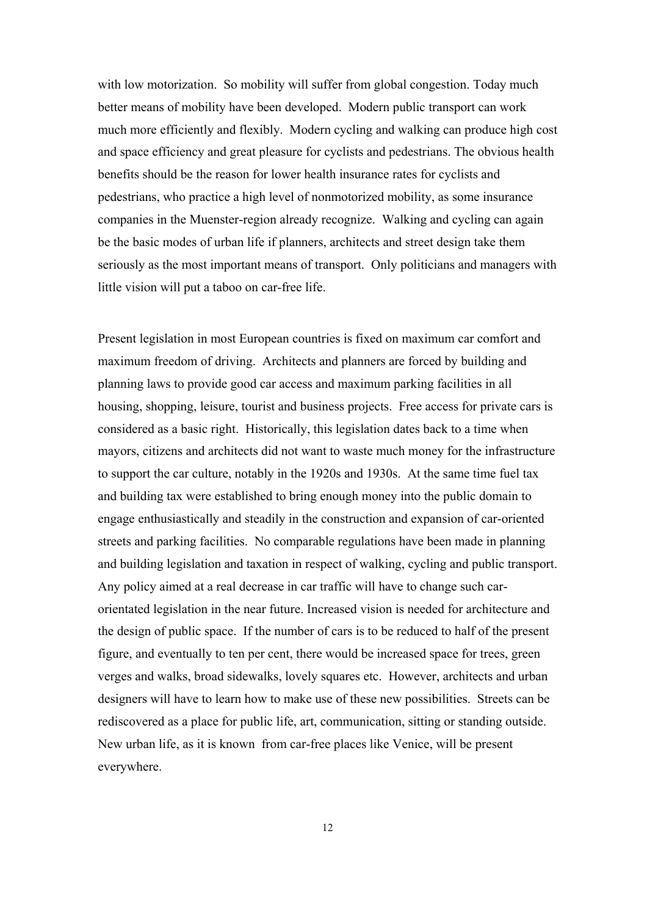with low motorization. So mobility will suffer from global congestion. Today much better means of mobility have been developed. Modern public transport can work much more efficiently and flexibly. Modern cycling and walking can produce high cost and space efficiency and great pleasure for cyclists and pedestrians. The obvious health benefits should be the reason for lower health insurance rates for cyclists and pedestrians, who practice a high level of nonmotorized mobility, as some insurance companies in the Muenster-region already recognize. Walking and cycling can again be the basic modes of urban life if planners, architects and street design take them seriously as the most important means of transport. Only politicians and managers with little vision will put a taboo on car-free life.

Present legislation in most European countries is fixed on maximum car comfort and maximum freedom of driving. Architects and planners are forced by building and planning laws to provide good car access and maximum parking facilities in all housing, shopping, leisure, tourist and business projects. Free access for private cars is considered as a basic right. Historically, this legislation dates back to a time when mayors, citizens and architects did not want to waste much money for the infrastructure to support the car culture, notably in the 1920s and 1930s. At the same time fuel tax and building tax were established to bring enough money into the public domain to engage enthusiastically and steadily in the construction and expansion of car-oriented streets and parking facilities. No comparable regulations have been made in planning and building legislation and taxation in respect of walking, cycling and public transport. Any policy aimed at a real decrease in car traffic will have to change such car-orientated legislation in the near future. Increased vision is needed for architecture and the design of public space. If the number of cars is to be reduced to half of the present figure, and eventually to ten per cent, there would be increased space for trees, green verges and walks, broad sidewalks, lovely squares etc. However, architects and urban designers will have to learn how to make use of these new possibilities. Streets can be rediscovered as a place for public life, art, communication, sitting or standing outside. New urban life, as it is known from car-free places like Venice, will be present everywhere.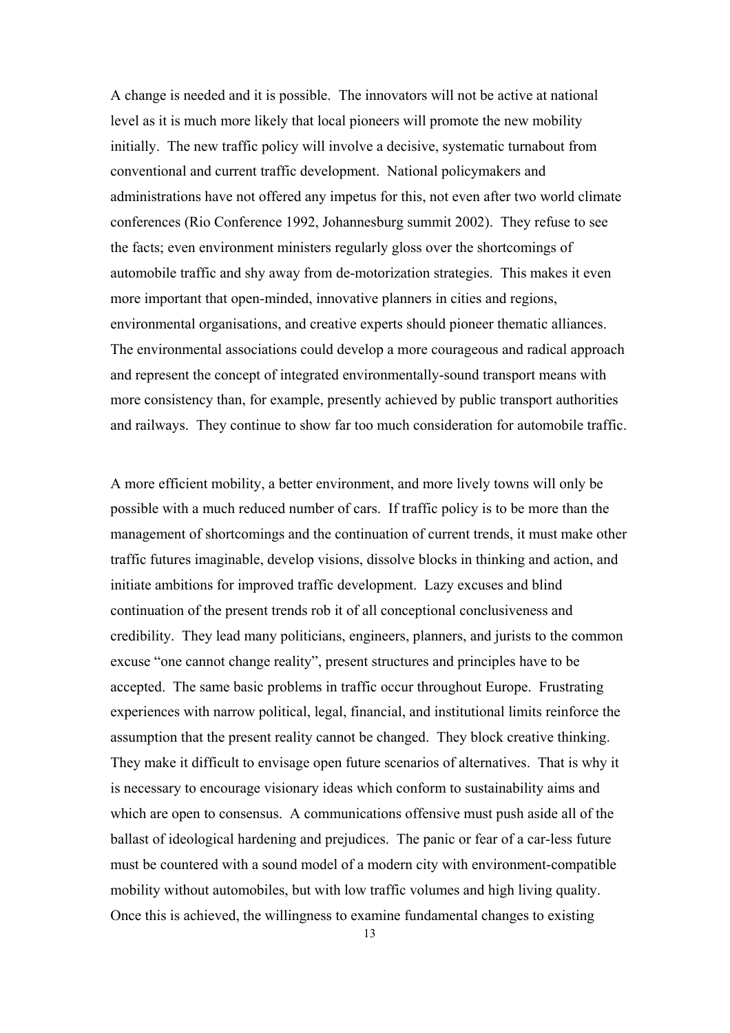A change is needed and it is possible. The innovators will not be active at national level as it is much more likely that local pioneers will promote the new mobility initially. The new traffic policy will involve a decisive, systematic turnabout from conventional and current traffic development. National policymakers and administrations have not offered any impetus for this, not even after two world climate conferences (Rio Conference 1992, Johannesburg summit 2002). They refuse to see the facts; even environment ministers regularly gloss over the shortcomings of automobile traffic and shy away from de-motorization strategies. This makes it even more important that open-minded, innovative planners in cities and regions, environmental organisations, and creative experts should pioneer thematic alliances. The environmental associations could develop a more courageous and radical approach and represent the concept of integrated environmentally-sound transport means with more consistency than, for example, presently achieved by public transport authorities and railways. They continue to show far too much consideration for automobile traffic.

A more efficient mobility, a better environment, and more lively towns will only be possible with a much reduced number of cars. If traffic policy is to be more than the management of shortcomings and the continuation of current trends, it must make other traffic futures imaginable, develop visions, dissolve blocks in thinking and action, and initiate ambitions for improved traffic development. Lazy excuses and blind continuation of the present trends rob it of all conceptional conclusiveness and credibility. They lead many politicians, engineers, planners, and jurists to the common excuse "one cannot change reality", present structures and principles have to be accepted. The same basic problems in traffic occur throughout Europe. Frustrating experiences with narrow political, legal, financial, and institutional limits reinforce the assumption that the present reality cannot be changed. They block creative thinking. They make it difficult to envisage open future scenarios of alternatives. That is why it is necessary to encourage visionary ideas which conform to sustainability aims and which are open to consensus. A communications offensive must push aside all of the ballast of ideological hardening and prejudices. The panic or fear of a car-less future must be countered with a sound model of a modern city with environment-compatible mobility without automobiles, but with low traffic volumes and high living quality. Once this is achieved, the willingness to examine fundamental changes to existing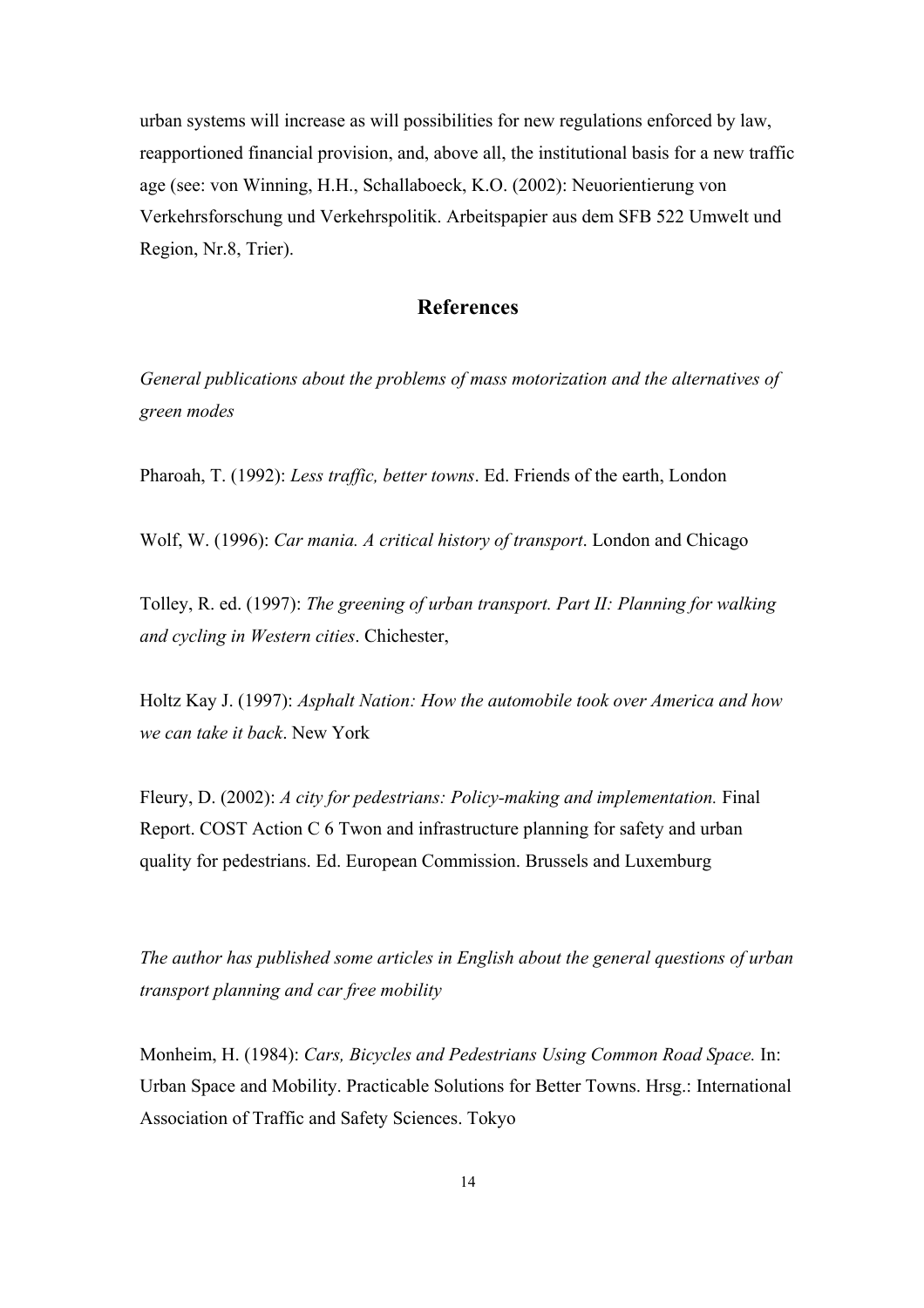urban systems will increase as will possibilities for new regulations enforced by law, reapportioned financial provision, and, above all, the institutional basis for a new traffic age (see: von Winning, H.H., Schallaboeck, K.O. (2002): Neuorientierung von Verkehrsforschung und Verkehrspolitik. Arbeitspapier aus dem SFB 522 Umwelt und Region, Nr.8, Trier).

## References

*General publications about the problems of mass motorization and the alternatives of green modes*

Pharoah, T. (1992): *Less traffic, better towns*. Ed. Friends of the earth, London

Wolf, W. (1996): *Car mania. A critical history of transport*. London and Chicago

Tolley, R. ed. (1997): *The greening of urban transport. Part II: Planning for walking and cycling in Western cities*. Chichester,

Holtz Kay J. (1997): *Asphalt Nation: How the automobile took over America and how we can take it back*. New York

Fleury, D. (2002): *A city for pedestrians: Policy-making and implementation.* Final Report. COST Action C 6 Twon and infrastructure planning for safety and urban quality for pedestrians. Ed. European Commission. Brussels and Luxemburg

*The author has published some articles in English about the general questions of urban transport planning and car free mobility*

Monheim, H. (1984): *Cars, Bicycles and Pedestrians Using Common Road Space.* In: Urban Space and Mobility. Practicable Solutions for Better Towns. Hrsg.: International Association of Traffic and Safety Sciences. Tokyo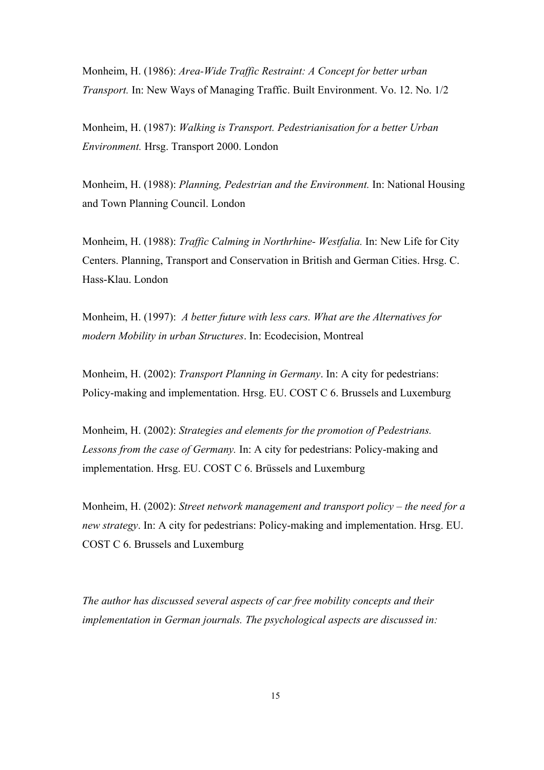Monheim, H. (1986): *Area-Wide Traffic Restraint: A Concept for better urban Transport.* In: New Ways of Managing Traffic. Built Environment. Vo. 12. No. 1/2

Monheim, H. (1987): *Walking is Transport. Pedestrianisation for a better Urban Environment.* Hrsg. Transport 2000. London

Monheim, H. (1988): *Planning, Pedestrian and the Environment.* In: National Housing and Town Planning Council. London

Monheim, H. (1988): *Traffic Calming in Northrhine- Westfalia.* In: New Life for City Centers. Planning, Transport and Conservation in British and German Cities. Hrsg. C. Hass-Klau. London

Monheim, H. (1997): *A better future with less cars. What are the Alternatives for modern Mobility in urban Structures*. In: Ecodecision, Montreal

Monheim, H. (2002): *Transport Planning in Germany*. In: A city for pedestrians: Policy-making and implementation. Hrsg. EU. COST C 6. Brussels and Luxemburg

Monheim, H. (2002): *Strategies and elements for the promotion of Pedestrians. Lessons from the case of Germany.* In: A city for pedestrians: Policy-making and implementation. Hrsg. EU. COST C 6. Brüssels and Luxemburg

Monheim, H. (2002): *Street network management and transport policy – the need for a new strategy*. In: A city for pedestrians: Policy-making and implementation. Hrsg. EU. COST C 6. Brussels and Luxemburg

*The author has discussed several aspects of car free mobility concepts and their implementation in German journals. The psychological aspects are discussed in:*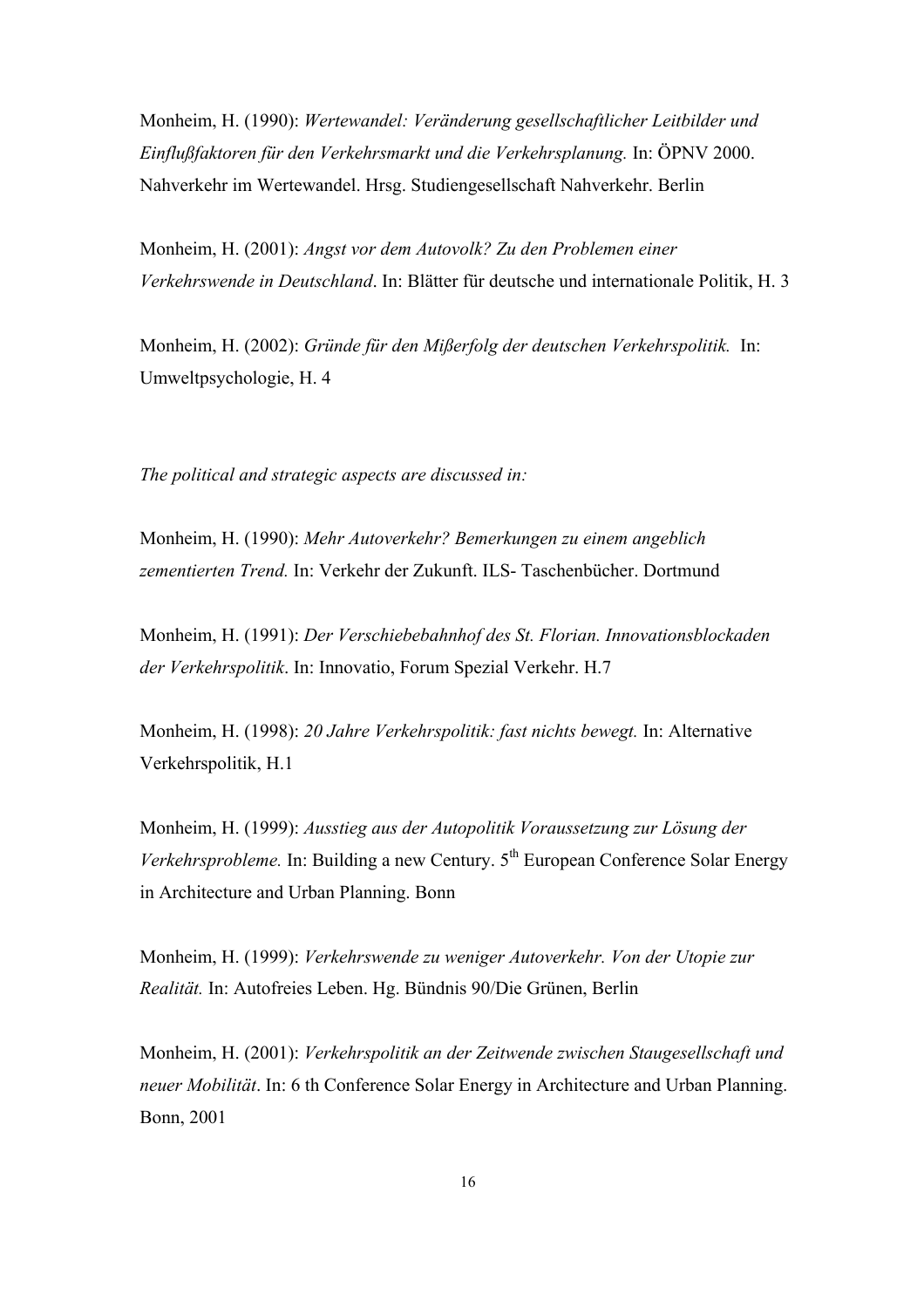Monheim, H. (1990): *Wertewandel: Veränderung gesellschaftlicher Leitbilder und Einflußfaktoren für den Verkehrsmarkt und die Verkehrsplanung.* In: ÖPNV 2000. Nahverkehr im Wertewandel. Hrsg. Studiengesellschaft Nahverkehr. Berlin

Monheim, H. (2001): *Angst vor dem Autovolk? Zu den Problemen einer Verkehrswende in Deutschland*. In: Blätter für deutsche und internationale Politik, H. 3

Monheim, H. (2002): *Gründe für den Mißerfolg der deutschen Verkehrspolitik.* In: Umweltpsychologie, H. 4

*The political and strategic aspects are discussed in:*

Monheim, H. (1990): *Mehr Autoverkehr? Bemerkungen zu einem angeblich zementierten Trend.* In: Verkehr der Zukunft. ILS- Taschenbücher. Dortmund

Monheim, H. (1991): *Der Verschiebebahnhof des St. Florian. Innovationsblockaden der Verkehrspolitik*. In: Innovatio, Forum Spezial Verkehr. H.7

Monheim, H. (1998): *20 Jahre Verkehrspolitik: fast nichts bewegt.* In: Alternative Verkehrspolitik, H.1

Monheim, H. (1999): *Ausstieg aus der Autopolitik Voraussetzung zur Lösung der Verkehrsprobleme.* In: Building a new Century. 5th European Conference Solar Energy in Architecture and Urban Planning. Bonn

Monheim, H. (1999): *Verkehrswende zu weniger Autoverkehr. Von der Utopie zur Realität.* In: Autofreies Leben. Hg. Bündnis 90/Die Grünen, Berlin

Monheim, H. (2001): *Verkehrspolitik an der Zeitwende zwischen Staugesellschaft und neuer Mobilität*. In: 6 th Conference Solar Energy in Architecture and Urban Planning. Bonn, 2001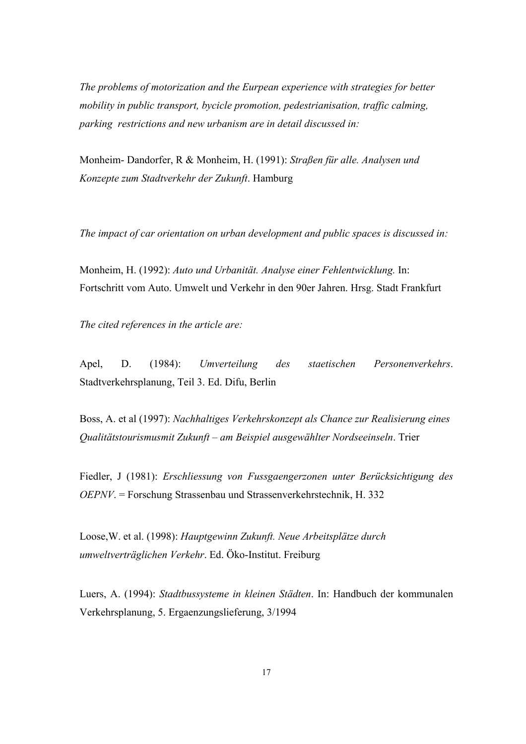*The problems of motorization and the Eurpean experience with strategies for better mobility in public transport, bycicle promotion, pedestrianisation, traffic calming, parking restrictions and new urbanism are in detail discussed in:*

Monheim- Dandorfer, R & Monheim, H. (1991): *Straßen für alle. Analysen und Konzepte zum Stadtverkehr der Zukunft*. Hamburg

*The impact of car orientation on urban development and public spaces is discussed in:*

Monheim, H. (1992): *Auto und Urbanität. Analyse einer Fehlentwicklung.* In: Fortschritt vom Auto. Umwelt und Verkehr in den 90er Jahren. Hrsg. Stadt Frankfurt

*The cited references in the article are:*

Apel, D. (1984): *Umverteilung des staetischen Personenverkehrs*. Stadtverkehrsplanung, Teil 3. Ed. Difu, Berlin

Boss, A. et al (1997): *Nachhaltiges Verkehrskonzept als Chance zur Realisierung eines Qualitätstourismusmit Zukunft – am Beispiel ausgewählter Nordseeinseln*. Trier

Fiedler, J (1981): *Erschliessung von Fussgaengerzonen unter Berücksichtigung des OEPNV*. = Forschung Strassenbau und Strassenverkehrstechnik, H. 332

Loose,W. et al. (1998): *Hauptgewinn Zukunft. Neue Arbeitsplätze durch umweltverträglichen Verkehr*. Ed. Öko-Institut. Freiburg

Luers, A. (1994): *Stadtbussysteme in kleinen Städten*. In: Handbuch der kommunalen Verkehrsplanung, 5. Ergaenzungslieferung, 3/1994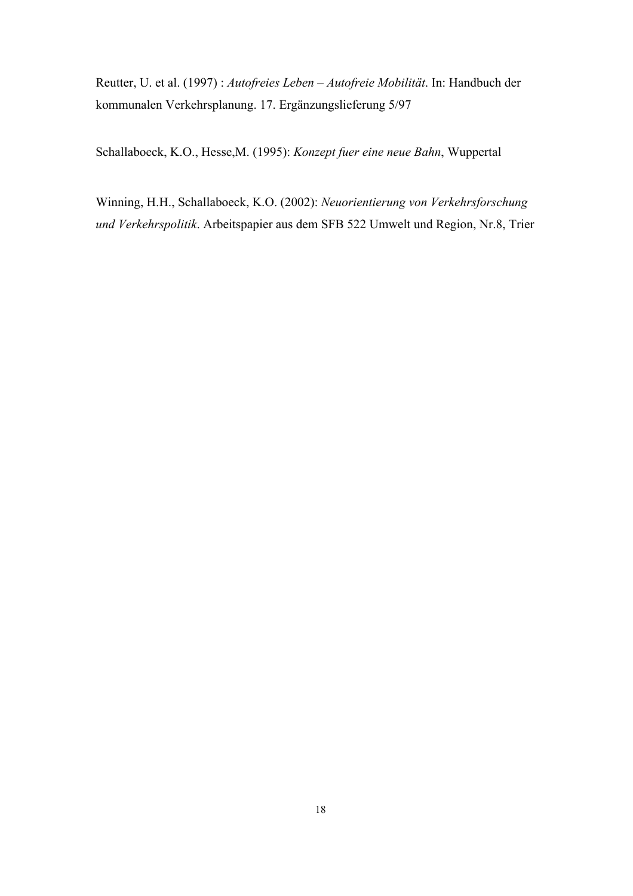Reutter, U. et al. (1997) : *Autofreies Leben – Autofreie Mobilität*. In: Handbuch der kommunalen Verkehrsplanung. 17. Ergänzungslieferung 5/97

Schallaboeck, K.O., Hesse,M. (1995): *Konzept fuer eine neue Bahn*, Wuppertal

Winning, H.H., Schallaboeck, K.O. (2002): *Neuorientierung von Verkehrsforschung und Verkehrspolitik*. Arbeitspapier aus dem SFB 522 Umwelt und Region, Nr.8, Trier